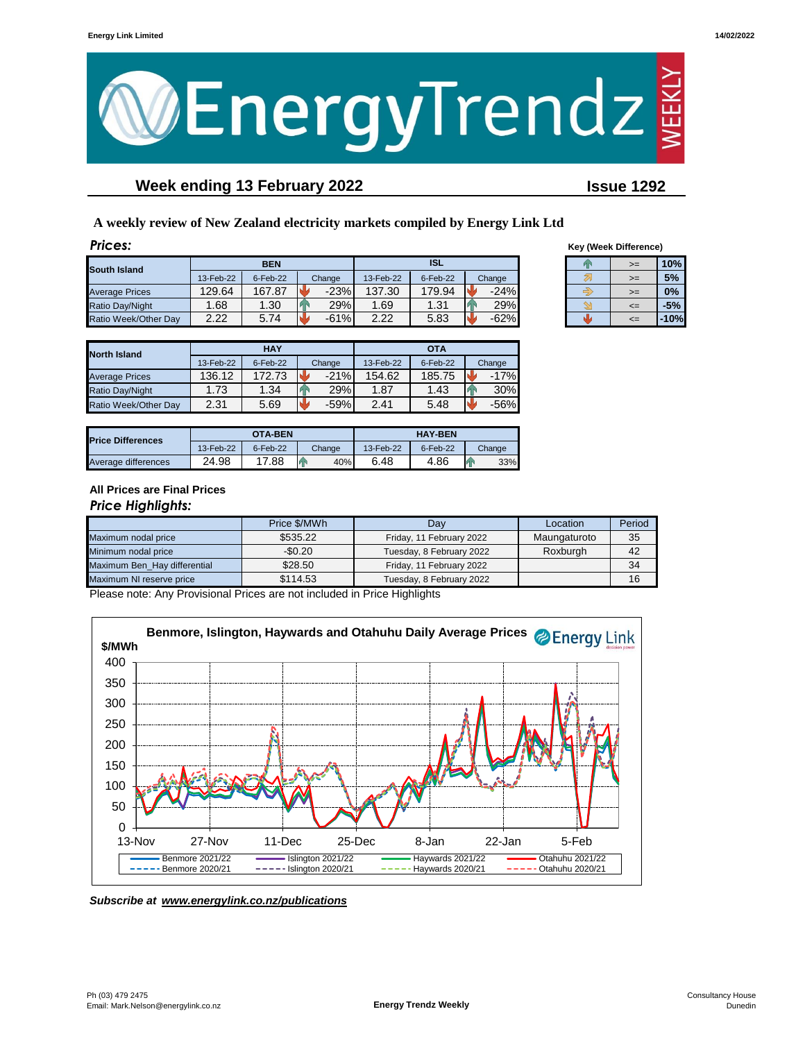# EnergyTrendz WEEKLY

## Week ending 13 February 2022

**Issue 1292**

**A weekly review of New Zealand electricity markets compiled by Energy Link Ltd**

### *Prices:*

| South Island | BEN | | | ISL | | |
|---|---|---|---|---|---|---|
| | 13-Feb-22 | 6-Feb-22 | Change | 13-Feb-22 | 6-Feb-22 | Change |
| Average Prices | 129.64 | 167.87 | -23% | 137.30 | 179.94 | -24% |
| Ratio Day/Night | 1.68 | 1.30 | 29% | 1.69 | 1.31 | 29% |
| Ratio Week/Other Day | 2.22 | 5.74 | -61% | 2.22 | 5.83 | -62% |

**Key (Week Difference)**

| | | |
|---|---|---|
| ↑ | >= | 10% |
| ↗ | >= | 5% |
| → | >= | 0% |
| ↘ | <= | -5% |
| ↓ | <= | -10% |

| North Island | HAY | | | OTA | | |
|---|---|---|---|---|---|---|
| | 13-Feb-22 | 6-Feb-22 | Change | 13-Feb-22 | 6-Feb-22 | Change |
| Average Prices | 136.12 | 172.73 | -21% | 154.62 | 185.75 | -17% |
| Ratio Day/Night | 1.73 | 1.34 | 29% | 1.87 | 1.43 | 30% |
| Ratio Week/Other Day | 2.31 | 5.69 | -59% | 2.41 | 5.48 | -56% |

| Price Differences | OTA-BEN | | | HAY-BEN | | |
|---|---|---|---|---|---|---|
| | 13-Feb-22 | 6-Feb-22 | Change | 13-Feb-22 | 6-Feb-22 | Change |
| Average differences | 24.98 | 17.88 | 40% | 6.48 | 4.86 | 33% |

**All Prices are Final Prices**

### *Price Highlights:*

| | Price $/MWh | Day | Location | Period |
|---|---|---|---|---|
| Maximum nodal price | $535.22 | Friday, 11 February 2022 | Maungaturoto | 35 |
| Minimum nodal price | -$0.20 | Tuesday, 8 February 2022 | Roxburgh | 42 |
| Maximum Ben_Hay differential | $28.50 | Friday, 11 February 2022 | | 34 |
| Maximum NI reserve price | $114.53 | Tuesday, 8 February 2022 | | 16 |

Please note: Any Provisional Prices are not included in Price Highlights

**Benmore, Islington, Haywards and Otahuhu Daily Average Prices**

*Subscribe at www.energylink.co.nz/publications*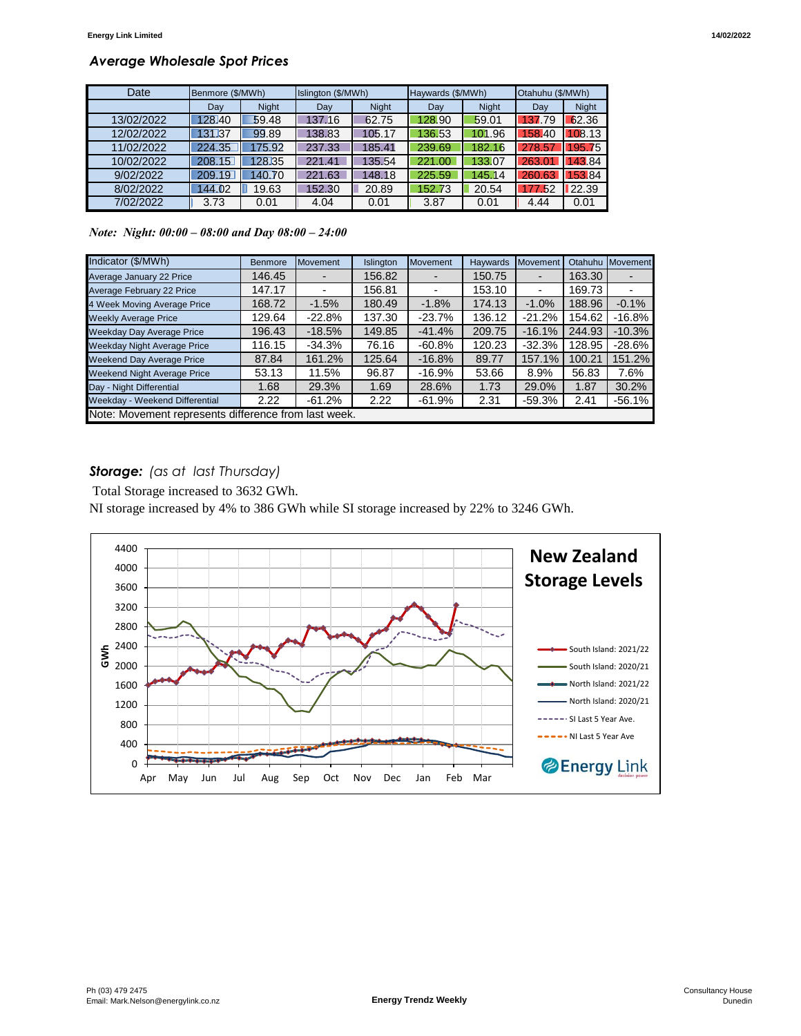## *Average Wholesale Spot Prices*

| Date | Benmore ($/MWh) | | Islington ($/MWh) | | Haywards ($/MWh) | | Otahuhu ($/MWh) | |
|---|---|---|---|---|---|---|---|---|
| | Day | Night | Day | Night | Day | Night | Day | Night |
| 13/02/2022 | 128.40 | 59.48 | 137.16 | 62.75 | 128.90 | 59.01 | 137.79 | 62.36 |
| 12/02/2022 | 131.37 | 99.89 | 138.83 | 105.17 | 136.53 | 101.96 | 158.40 | 108.13 |
| 11/02/2022 | 224.35 | 175.92 | 237.33 | 185.41 | 239.69 | 182.16 | 278.57 | 195.75 |
| 10/02/2022 | 208.15 | 128.35 | 221.41 | 135.54 | 221.00 | 133.07 | 263.01 | 143.84 |
| 9/02/2022 | 209.19 | 140.70 | 221.63 | 148.18 | 225.59 | 145.14 | 260.63 | 153.84 |
| 8/02/2022 | 144.02 | 19.63 | 152.30 | 20.89 | 152.73 | 20.54 | 177.52 | 22.39 |
| 7/02/2022 | 3.73 | 0.01 | 4.04 | 0.01 | 3.87 | 0.01 | 4.44 | 0.01 |

*Note: Night: 00:00 – 08:00 and Day 08:00 – 24:00*

| Indicator ($/MWh) | Benmore | Movement | Islington | Movement | Haywards | Movement | Otahuhu | Movement |
|---|---|---|---|---|---|---|---|---|
| Average January 22 Price | 146.45 | - | 156.82 | - | 150.75 | - | 163.30 | - |
| Average February 22 Price | 147.17 | - | 156.81 | - | 153.10 | - | 169.73 | - |
| 4 Week Moving Average Price | 168.72 | -1.5% | 180.49 | -1.8% | 174.13 | -1.0% | 188.96 | -0.1% |
| Weekly Average Price | 129.64 | -22.8% | 137.30 | -23.7% | 136.12 | -21.2% | 154.62 | -16.8% |
| Weekday Day Average Price | 196.43 | -18.5% | 149.85 | -41.4% | 209.75 | -16.1% | 244.93 | -10.3% |
| Weekday Night Average Price | 116.15 | -34.3% | 76.16 | -60.8% | 120.23 | -32.3% | 128.95 | -28.6% |
| Weekend Day Average Price | 87.84 | 161.2% | 125.64 | -16.8% | 89.77 | 157.1% | 100.21 | 151.2% |
| Weekend Night Average Price | 53.13 | 11.5% | 96.87 | -16.9% | 53.66 | 8.9% | 56.83 | 7.6% |
| Day - Night Differential | 1.68 | 29.3% | 1.69 | 28.6% | 1.73 | 29.0% | 1.87 | 30.2% |
| Weekday - Weekend Differential | 2.22 | -61.2% | 2.22 | -61.9% | 2.31 | -59.3% | 2.41 | -56.1% |

Note: Movement represents difference from last week.

***Storage:*** *(as at last Thursday)*

Total Storage increased to 3632 GWh.

NI storage increased by 4% to 386 GWh while SI storage increased by 22% to 3246 GWh.

**New Zealand Storage Levels**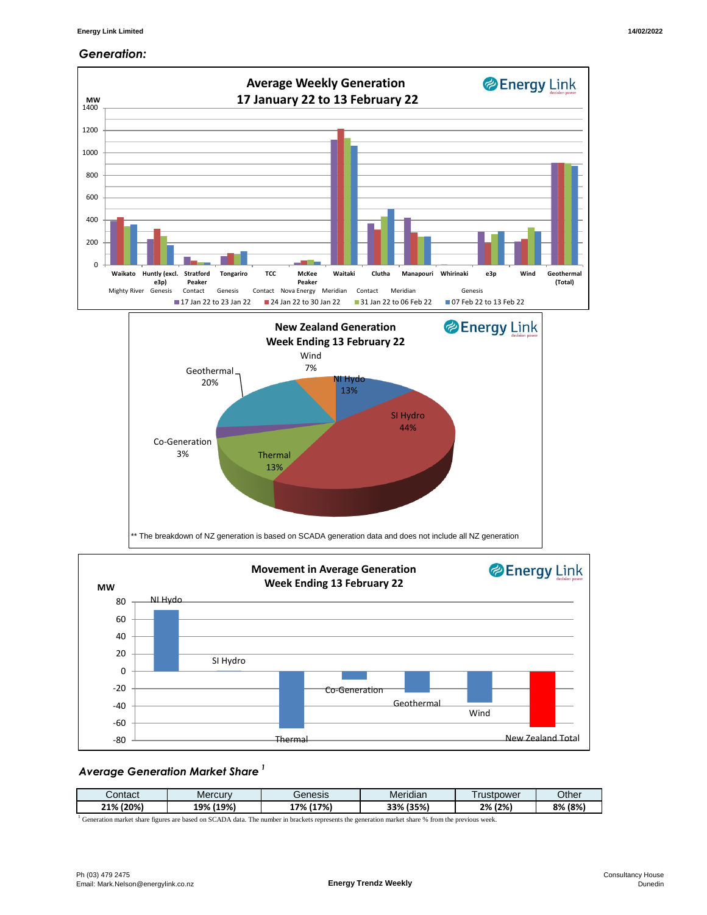## *Generation:*

**Average Weekly Generation**
**17 January 22 to 13 February 22**

MW

Waikato (Mighty River), Huntly (excl. e3p) (Genesis), Stratford Peaker (Contact), Tongariro (Genesis), TCC (Contact), McKee Peaker (Nova Energy), Waitaki (Meridian), Clutha (Contact), Manapouri (Meridian), Whirinaki, e3p (Genesis), Wind, Geothermal (Total)

17 Jan 22 to 23 Jan 22 | 24 Jan 22 to 30 Jan 22 | 31 Jan 22 to 06 Feb 22 | 07 Feb 22 to 13 Feb 22

**New Zealand Generation**
**Week Ending 13 February 22**

Wind 7%, NI Hydo 13%, SI Hydro 44%, Thermal 13%, Co-Generation 3%, Geothermal 20%

** The breakdown of NZ generation is based on SCADA generation data and does not include all NZ generation

**Movement in Average Generation**
**Week Ending 13 February 22**

MW

NI Hydo, SI Hydro, Thermal, Co-Generation, Geothermal, Wind, New Zealand Total

### *Average Generation Market Share* [1]

| Contact | Mercury | Genesis | Meridian | Trustpower | Other |
|---|---|---|---|---|---|
| **21% (20%)** | **19% (19%)** | **17% (17%)** | **33% (35%)** | **2% (2%)** | **8% (8%)** |

[1] Generation market share figures are based on SCADA data. The number in brackets represents the generation market share % from the previous week.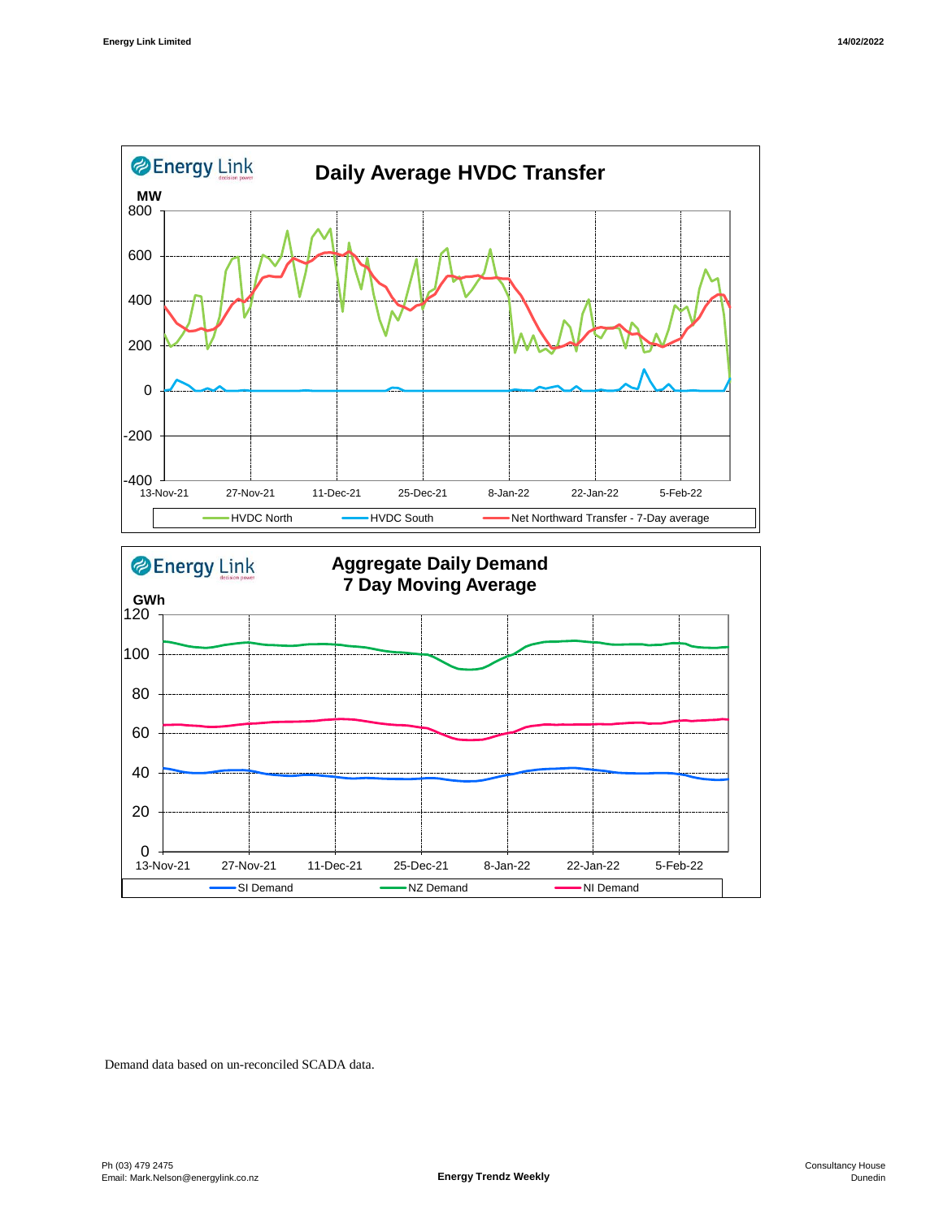## Daily Average HVDC Transfer

MW

HVDC North — HVDC South — Net Northward Transfer - 7-Day average

## Aggregate Daily Demand 7 Day Moving Average

GWh

SI Demand — NZ Demand — NI Demand

Demand data based on un-reconciled SCADA data.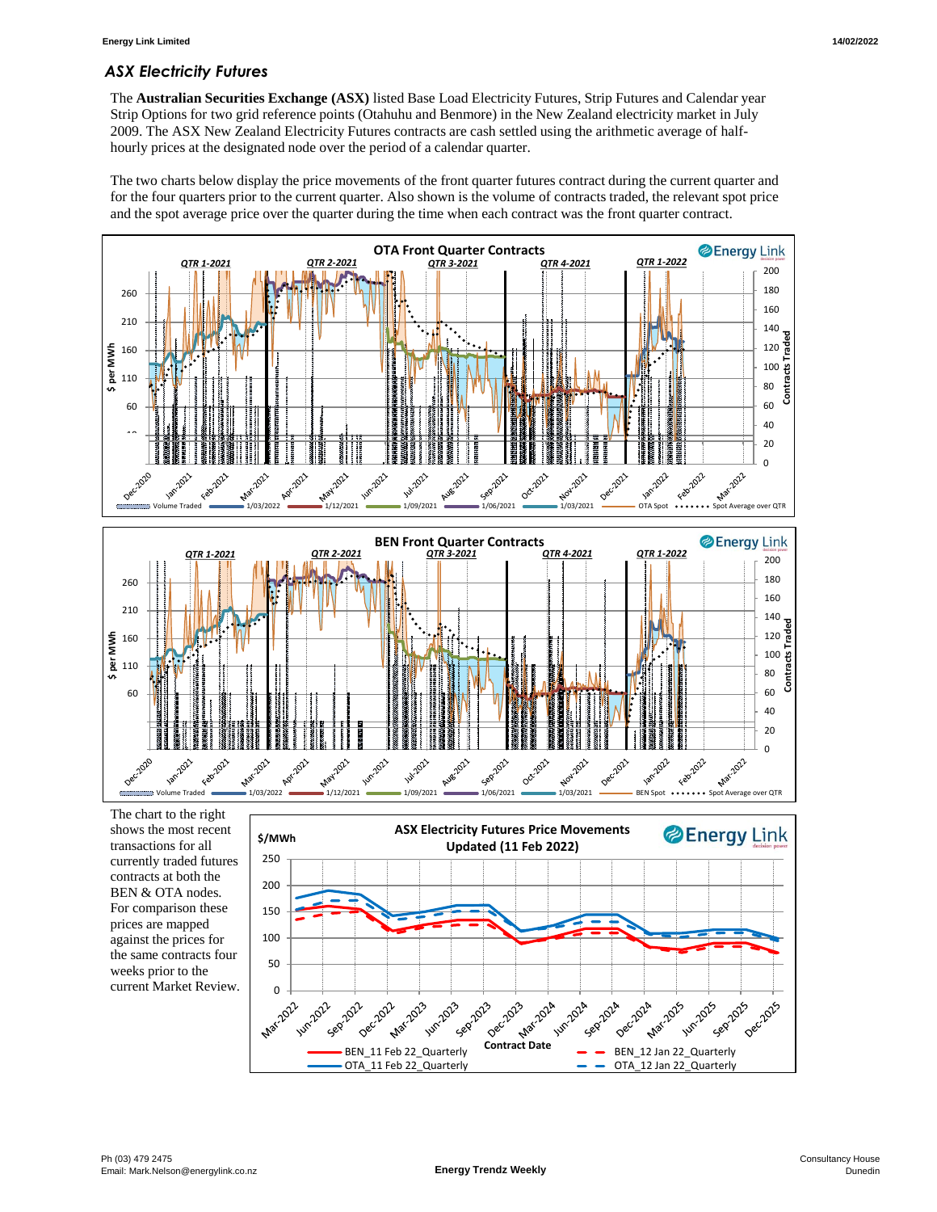## *ASX Electricity Futures*

The **Australian Securities Exchange (ASX)** listed Base Load Electricity Futures, Strip Futures and Calendar year Strip Options for two grid reference points (Otahuhu and Benmore) in the New Zealand electricity market in July 2009. The ASX New Zealand Electricity Futures contracts are cash settled using the arithmetic average of half-hourly prices at the designated node over the period of a calendar quarter.

The two charts below display the price movements of the front quarter futures contract during the current quarter and for the four quarters prior to the current quarter. Also shown is the volume of contracts traded, the relevant spot price and the spot average price over the quarter during the time when each contract was the front quarter contract.

The chart to the right shows the most recent transactions for all currently traded futures contracts at both the BEN & OTA nodes. For comparison these prices are mapped against the prices for the same contracts four weeks prior to the current Market Review.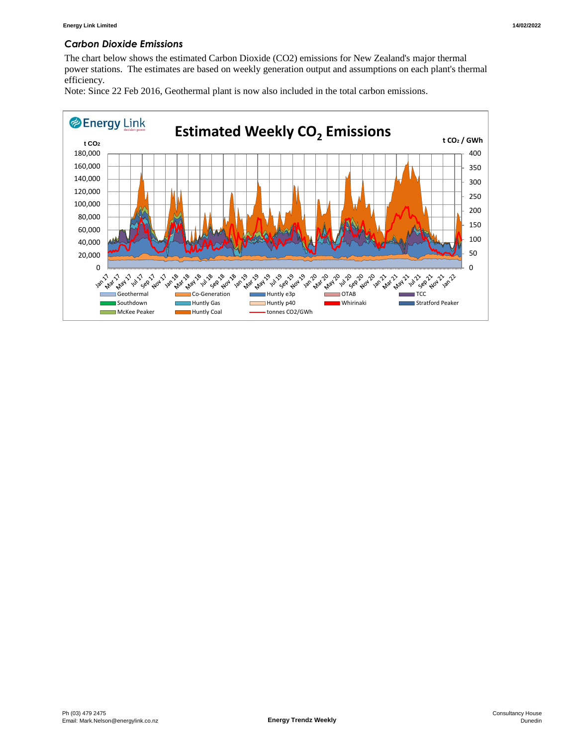### *Carbon Dioxide Emissions*

The chart below shows the estimated Carbon Dioxide (CO2) emissions for New Zealand's major thermal power stations. The estimates are based on weekly generation output and assumptions on each plant's thermal efficiency.
Note: Since 22 Feb 2016, Geothermal plant is now also included in the total carbon emissions.

Energy Link
decision power

Estimated Weekly $CO_2$ Emissions

t $CO_2$

t $CO_2$ / GWh

180,000
160,000
140,000
120,000
100,000
80,000
60,000
40,000
20,000
0

400
350
300
250
200
150
100
50
0

Jan 17, Mar 17, May 17, Jul 17, Sep 17, Nov 17, Jan 18, Mar 18, May 18, Jul 18, Sep 18, Nov 18, Jan 19, Mar 19, May 19, Jul 19, Sep 19, Nov 19, Jan 20, Mar 20, May 20, Jul 20, Sep 20, Nov 20, Jan 21, Mar 21, May 21, Jul 21, Sep 21, Nov 21, Jan 22

Geothermal
Co-Generation
Huntly e3p
OTAB
TCC
Southdown
Huntly Gas
Huntly p40
Whirinaki
Stratford Peaker
McKee Peaker
Huntly Coal
tonnes CO2/GWh